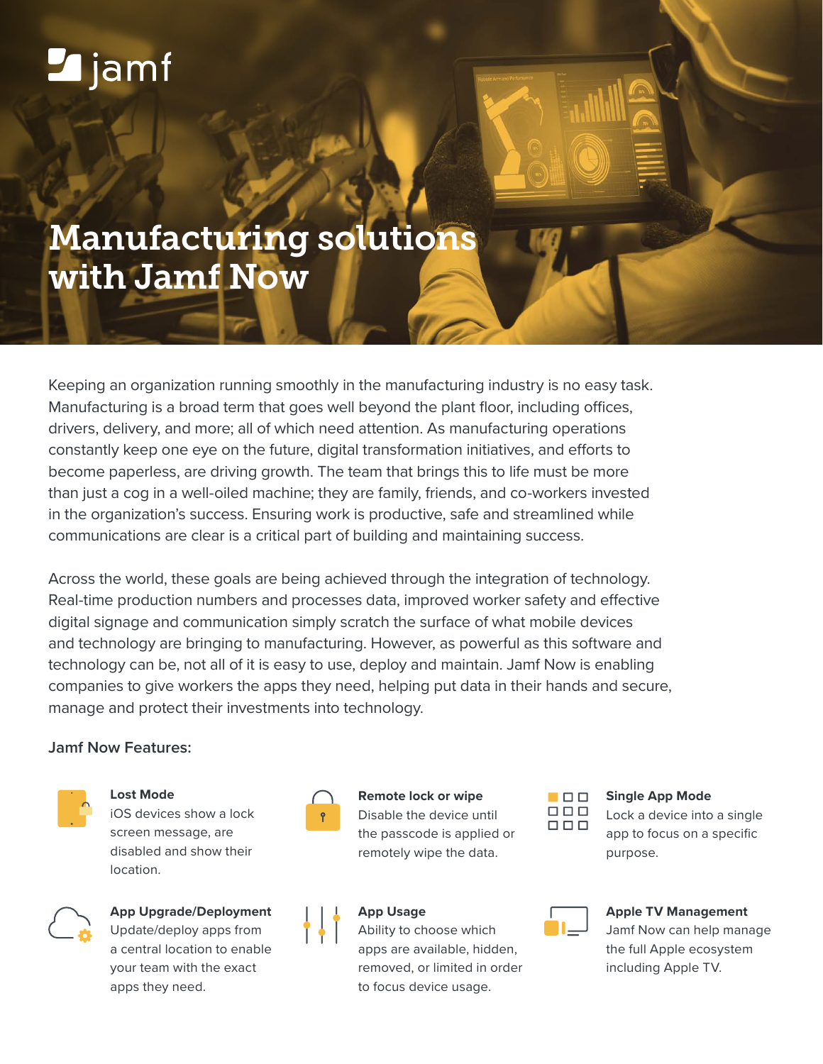# Manufacturing solutions with Jamf Now

Keeping an organization running smoothly in the manufacturing industry is no easy task. Manufacturing is a broad term that goes well beyond the plant floor, including offices, drivers, delivery, and more; all of which need attention. As manufacturing operations constantly keep one eye on the future, digital transformation initiatives, and efforts to become paperless, are driving growth. The team that brings this to life must be more than just a cog in a well-oiled machine; they are family, friends, and co-workers invested in the organization's success. Ensuring work is productive, safe and streamlined while communications are clear is a critical part of building and maintaining success.

Across the world, these goals are being achieved through the integration of technology. Real-time production numbers and processes data, improved worker safety and effective digital signage and communication simply scratch the surface of what mobile devices and technology are bringing to manufacturing. However, as powerful as this software and technology can be, not all of it is easy to use, deploy and maintain. Jamf Now is enabling companies to give workers the apps they need, helping put data in their hands and secure, manage and protect their investments into technology.

## Jamf Now Features:

**Lost Mode**
iOS devices show a lock screen message, are disabled and show their location.

**Remote lock or wipe**
Disable the device until the passcode is applied or remotely wipe the data.

**Single App Mode**
Lock a device into a single app to focus on a specific purpose.

**App Upgrade/Deployment**
Update/deploy apps from a central location to enable your team with the exact apps they need.

**App Usage**
Ability to choose which apps are available, hidden, removed, or limited in order to focus device usage.

**Apple TV Management**
Jamf Now can help manage the full Apple ecosystem including Apple TV.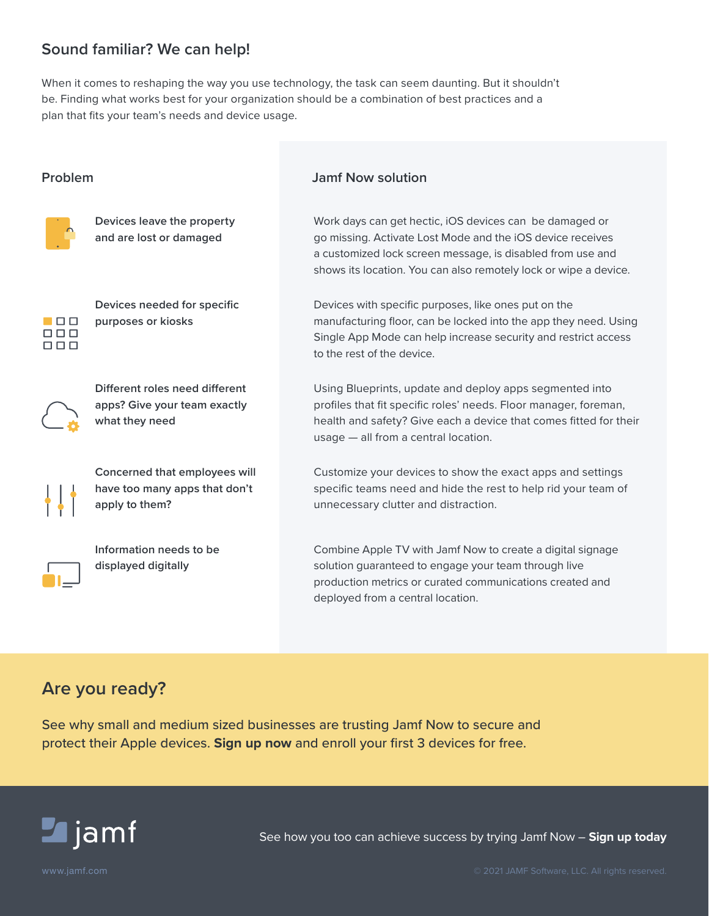## Sound familiar? We can help!

When it comes to reshaping the way you use technology, the task can seem daunting. But it shouldn't be. Finding what works best for your organization should be a combination of best practices and a plan that fits your team's needs and device usage.

| Problem | Jamf Now solution |
| --- | --- |
| Devices leave the property and are lost or damaged | Work days can get hectic, iOS devices can be damaged or go missing. Activate Lost Mode and the iOS device receives a customized lock screen message, is disabled from use and shows its location. You can also remotely lock or wipe a device. |
| Devices needed for specific purposes or kiosks | Devices with specific purposes, like ones put on the manufacturing floor, can be locked into the app they need. Using Single App Mode can help increase security and restrict access to the rest of the device. |
| Different roles need different apps? Give your team exactly what they need | Using Blueprints, update and deploy apps segmented into profiles that fit specific roles' needs. Floor manager, foreman, health and safety? Give each a device that comes fitted for their usage — all from a central location. |
| Concerned that employees will have too many apps that don't apply to them? | Customize your devices to show the exact apps and settings specific teams need and hide the rest to help rid your team of unnecessary clutter and distraction. |
| Information needs to be displayed digitally | Combine Apple TV with Jamf Now to create a digital signage solution guaranteed to engage your team through live production metrics or curated communications created and deployed from a central location. |

## Are you ready?

See why small and medium sized businesses are trusting Jamf Now to secure and protect their Apple devices. **Sign up now** and enroll your first 3 devices for free.

jamf

See how you too can achieve success by trying Jamf Now – **Sign up today**

www.jamf.com

© 2021 JAMF Software, LLC. All rights reserved.